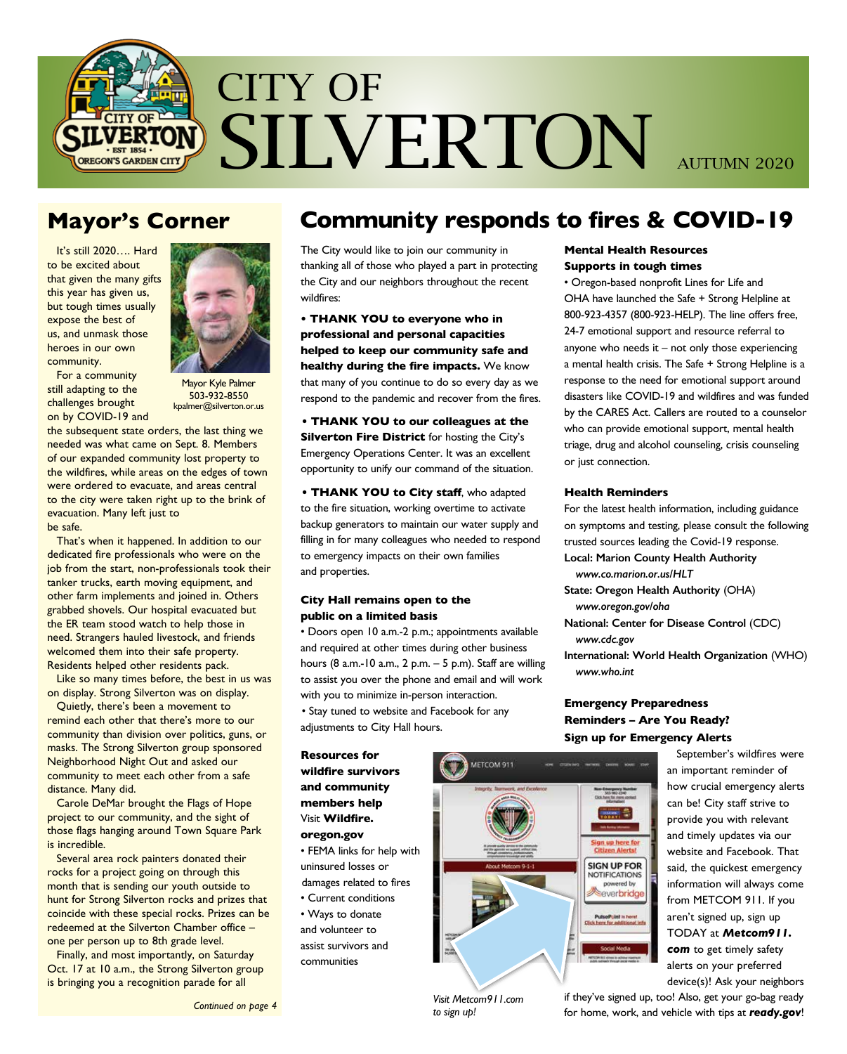# CITY OF SILVERTON

AUTUMN 2020

## Mayor's Corner

It's still 2020…. Hard to be excited about that given the many gifts this year has given us, but tough times usually expose the best of us, and unmask those heroes in our own community.

Mayor Kyle Palmer
503-932-8550
kpalmer@silverton.or.us

For a community still adapting to the challenges brought on by COVID-19 and the subsequent state orders, the last thing we needed was what came on Sept. 8. Members of our expanded community lost property to the wildfires, while areas on the edges of town were ordered to evacuate, and areas central to the city were taken right up to the brink of evacuation. Many left just to be safe.

That's when it happened. In addition to our dedicated fire professionals who were on the job from the start, non-professionals took their tanker trucks, earth moving equipment, and other farm implements and joined in. Others grabbed shovels. Our hospital evacuated but the ER team stood watch to help those in need. Strangers hauled livestock, and friends welcomed them into their safe property. Residents helped other residents pack.

Like so many times before, the best in us was on display. Strong Silverton was on display.

Quietly, there's been a movement to remind each other that there's more to our community than division over politics, guns, or masks. The Strong Silverton group sponsored Neighborhood Night Out and asked our community to meet each other from a safe distance. Many did.

Carole DeMar brought the Flags of Hope project to our community, and the sight of those flags hanging around Town Square Park is incredible.

Several area rock painters donated their rocks for a project going on through this month that is sending our youth outside to hunt for Strong Silverton rocks and prizes that coincide with these special rocks. Prizes can be redeemed at the Silverton Chamber office – one per person up to 8th grade level.

Finally, and most importantly, on Saturday Oct. 17 at 10 a.m., the Strong Silverton group is bringing you a recognition parade for all

*Continued on page 4*

## Community responds to fires & COVID-19

The City would like to join our community in thanking all of those who played a part in protecting the City and our neighbors throughout the recent wildfires:

**• THANK YOU to everyone who in professional and personal capacities helped to keep our community safe and healthy during the fire impacts.** We know that many of you continue to do so every day as we respond to the pandemic and recover from the fires.

**• THANK YOU to our colleagues at the Silverton Fire District** for hosting the City's Emergency Operations Center. It was an excellent opportunity to unify our command of the situation.

**• THANK YOU to City staff**, who adapted to the fire situation, working overtime to activate backup generators to maintain our water supply and filling in for many colleagues who needed to respond to emergency impacts on their own families and properties.

### City Hall remains open to the public on a limited basis

- Doors open 10 a.m.-2 p.m.; appointments available and required at other times during other business hours (8 a.m.-10 a.m., 2 p.m. – 5 p.m). Staff are willing to assist you over the phone and email and will work with you to minimize in-person interaction.
- Stay tuned to website and Facebook for any adjustments to City Hall hours.

### Resources for wildfire survivors and community members help

Visit **Wildfire.oregon.gov**

- FEMA links for help with uninsured losses or damages related to fires
- Current conditions
- Ways to donate and volunteer to assist survivors and communities

*Visit Metcom911.com to sign up!*

### Mental Health Resources Supports in tough times

- Oregon-based nonprofit Lines for Life and OHA have launched the Safe + Strong Helpline at 800-923-4357 (800-923-HELP). The line offers free, 24-7 emotional support and resource referral to anyone who needs it – not only those experiencing a mental health crisis. The Safe + Strong Helpline is a response to the need for emotional support around disasters like COVID-19 and wildfires and was funded by the CARES Act. Callers are routed to a counselor who can provide emotional support, mental health triage, drug and alcohol counseling, crisis counseling or just connection.

### Health Reminders

For the latest health information, including guidance on symptoms and testing, please consult the following trusted sources leading the Covid-19 response.

**Local: Marion County Health Authority**
*www.co.marion.or.us/HLT*

**State: Oregon Health Authority** (OHA)
*www.oregon.gov/oha*

**National: Center for Disease Control** (CDC)
*www.cdc.gov*

**International: World Health Organization** (WHO)
*www.who.int*

### Emergency Preparedness Reminders – Are You Ready? Sign up for Emergency Alerts

September's wildfires were an important reminder of how crucial emergency alerts can be! City staff strive to provide you with relevant and timely updates via our website and Facebook. That said, the quickest emergency information will always come from METCOM 911. If you aren't signed up, sign up TODAY at ***Metcom911.com*** to get timely safety alerts on your preferred device(s)! Ask your neighbors if they've signed up, too! Also, get your go-bag ready for home, work, and vehicle with tips at ***ready.gov***!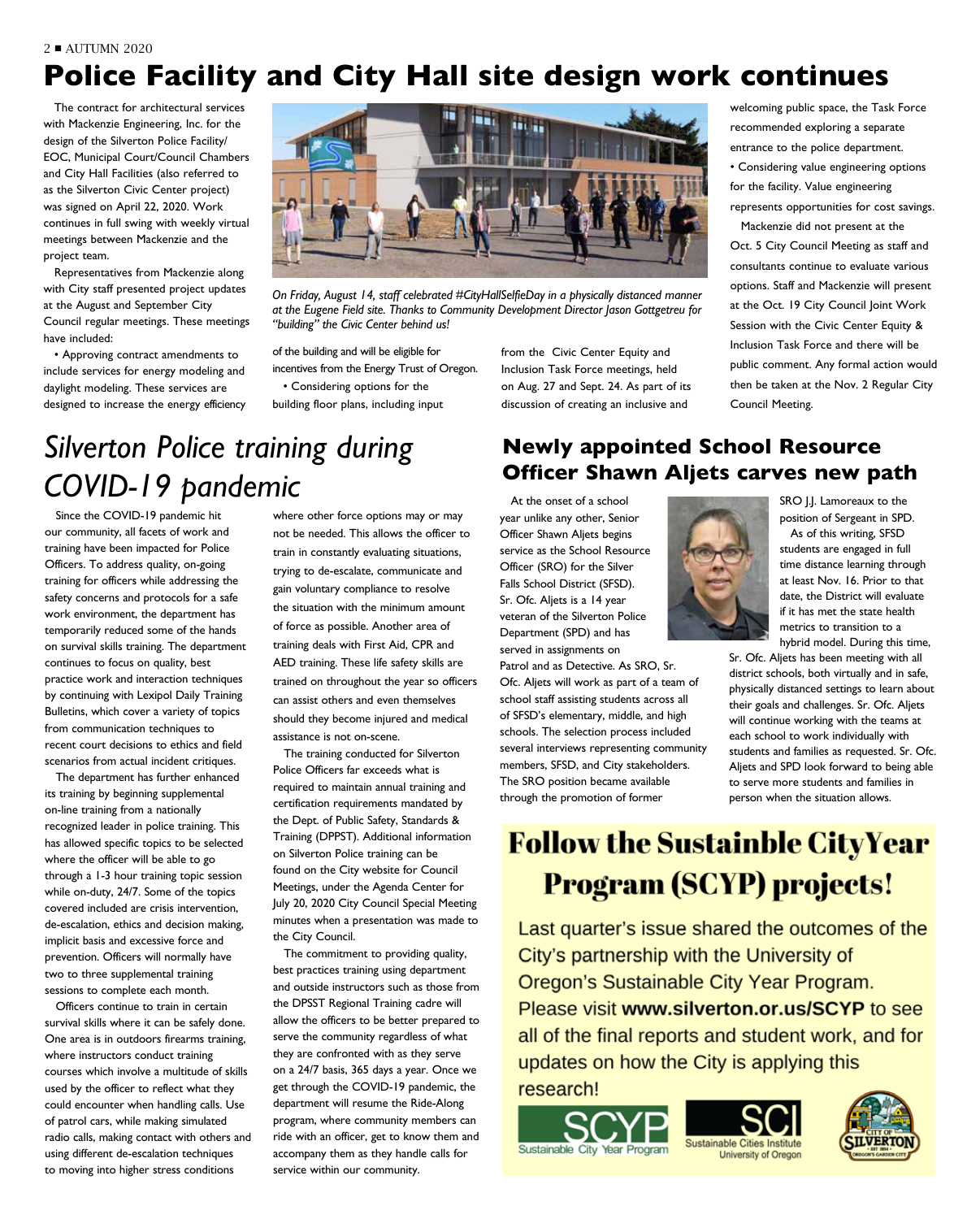# Police Facility and City Hall site design work continues

The contract for architectural services with Mackenzie Engineering, Inc. for the design of the Silverton Police Facility/EOC, Municipal Court/Council Chambers and City Hall Facilities (also referred to as the Silverton Civic Center project) was signed on April 22, 2020. Work continues in full swing with weekly virtual meetings between Mackenzie and the project team.

Representatives from Mackenzie along with City staff presented project updates at the August and September City Council regular meetings. These meetings have included:

- Approving contract amendments to include services for energy modeling and daylight modeling. These services are designed to increase the energy efficiency of the building and will be eligible for incentives from the Energy Trust of Oregon.
- Considering options for the building floor plans, including input from the Civic Center Equity and Inclusion Task Force meetings, held on Aug. 27 and Sept. 24. As part of its discussion of creating an inclusive and welcoming public space, the Task Force recommended exploring a separate entrance to the police department.
- Considering value engineering options for the facility. Value engineering represents opportunities for cost savings.

*On Friday, August 14, staff celebrated #CityHallSelfieDay in a physically distanced manner at the Eugene Field site. Thanks to Community Development Director Jason Gottgetreu for "building" the Civic Center behind us!*

Mackenzie did not present at the Oct. 5 City Council Meeting as staff and consultants continue to evaluate various options. Staff and Mackenzie will present at the Oct. 19 City Council Joint Work Session with the Civic Center Equity & Inclusion Task Force and there will be public comment. Any formal action would then be taken at the Nov. 2 Regular City Council Meeting.

# *Silverton Police training during COVID-19 pandemic*

Since the COVID-19 pandemic hit our community, all facets of work and training have been impacted for Police Officers. To address quality, on-going training for officers while addressing the safety concerns and protocols for a safe work environment, the department has temporarily reduced some of the hands on survival skills training. The department continues to focus on quality, best practice work and interaction techniques by continuing with Lexipol Daily Training Bulletins, which cover a variety of topics from communication techniques to recent court decisions to ethics and field scenarios from actual incident critiques.

The department has further enhanced its training by beginning supplemental on-line training from a nationally recognized leader in police training. This has allowed specific topics to be selected where the officer will be able to go through a 1-3 hour training topic session while on-duty, 24/7. Some of the topics covered included are crisis intervention, de-escalation, ethics and decision making, implicit basis and excessive force and prevention. Officers will normally have two to three supplemental training sessions to complete each month.

Officers continue to train in certain survival skills where it can be safely done. One area is in outdoors firearms training, where instructors conduct training courses which involve a multitude of skills used by the officer to reflect what they could encounter when handling calls. Use of patrol cars, while making simulated radio calls, making contact with others and using different de-escalation techniques to moving into higher stress conditions where other force options may or may not be needed. This allows the officer to train in constantly evaluating situations, trying to de-escalate, communicate and gain voluntary compliance to resolve the situation with the minimum amount of force as possible. Another area of training deals with First Aid, CPR and AED training. These life safety skills are trained on throughout the year so officers can assist others and even themselves should they become injured and medical assistance is not on-scene.

The training conducted for Silverton Police Officers far exceeds what is required to maintain annual training and certification requirements mandated by the Dept. of Public Safety, Standards & Training (DPPST). Additional information on Silverton Police training can be found on the City website for Council Meetings, under the Agenda Center for July 20, 2020 City Council Special Meeting minutes when a presentation was made to the City Council.

The commitment to providing quality, best practices training using department and outside instructors such as those from the DPSST Regional Training cadre will allow the officers to be better prepared to serve the community regardless of what they are confronted with as they serve on a 24/7 basis, 365 days a year. Once we get through the COVID-19 pandemic, the department will resume the Ride-Along program, where community members can ride with an officer, get to know them and accompany them as they handle calls for service within our community.

# Newly appointed School Resource Officer Shawn Aljets carves new path

At the onset of a school year unlike any other, Senior Officer Shawn Aljets begins service as the School Resource Officer (SRO) for the Silver Falls School District (SFSD). Sr. Ofc. Aljets is a 14 year veteran of the Silverton Police Department (SPD) and has served in assignments on Patrol and as Detective. As SRO, Sr. Ofc. Aljets will work as part of a team of school staff assisting students across all of SFSD's elementary, middle, and high schools. The selection process included several interviews representing community members, SFSD, and City stakeholders. The SRO position became available through the promotion of former SRO J.J. Lamoreaux to the position of Sergeant in SPD.

As of this writing, SFSD students are engaged in full time distance learning through at least Nov. 16. Prior to that date, the District will evaluate if it has met the state health metrics to transition to a hybrid model. During this time, Sr. Ofc. Aljets has been meeting with all district schools, both virtually and in safe, physically distanced settings to learn about their goals and challenges. Sr. Ofc. Aljets will continue working with the teams at each school to work individually with students and families as requested. Sr. Ofc. Aljets and SPD look forward to being able to serve more students and families in person when the situation allows.

# Follow the Sustainble CityYear Program (SCYP) projects!

Last quarter's issue shared the outcomes of the City's partnership with the University of Oregon's Sustainable City Year Program. Please visit **www.silverton.or.us/SCYP** to see all of the final reports and student work, and for updates on how the City is applying this research!

SCYP Sustainable City Year Program · SCI Sustainable Cities Institute University of Oregon · City of Silverton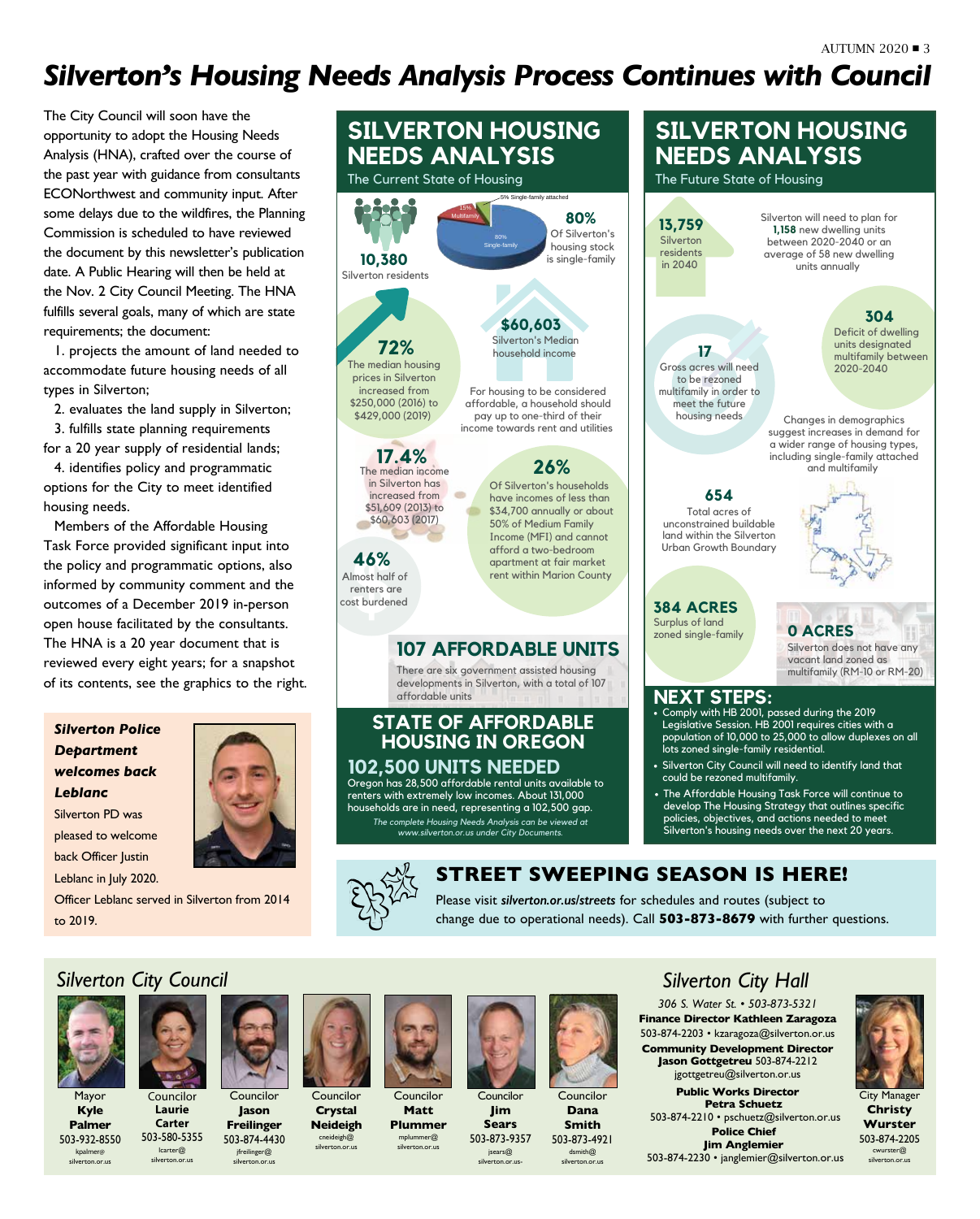# Silverton's Housing Needs Analysis Process Continues with Council

The City Council will soon have the opportunity to adopt the Housing Needs Analysis (HNA), crafted over the course of the past year with guidance from consultants ECONorthwest and community input. After some delays due to the wildfires, the Planning Commission is scheduled to have reviewed the document by this newsletter's publication date. A Public Hearing will then be held at the Nov. 2 City Council Meeting. The HNA fulfills several goals, many of which are state requirements; the document:

1. projects the amount of land needed to accommodate future housing needs of all types in Silverton;
2. evaluates the land supply in Silverton;
3. fulfills state planning requirements for a 20 year supply of residential lands;
4. identifies policy and programmatic options for the City to meet identified housing needs.

Members of the Affordable Housing Task Force provided significant input into the policy and programmatic options, also informed by community comment and the outcomes of a December 2019 in-person open house facilitated by the consultants. The HNA is a 20 year document that is reviewed every eight years; for a snapshot of its contents, see the graphics to the right.

## SILVERTON HOUSING NEEDS ANALYSIS

### The Current State of Housing

**10,380** Silverton residents

15% Multifamily, 80% Single-family, 5% Single-family attached

**80%** Of Silverton's housing stock is single-family

**72%** The median housing prices in Silverton increased from $250,000 (2016) to $429,000 (2019)

**$60,603** Silverton's Median household income

For housing to be considered affordable, a household should pay up to one-third of their income towards rent and utilities

**17.4%** The median income in Silverton has increased from $51,609 (2013) to $60,603 (2017)

**26%** Of Silverton's households have incomes of less than $34,700 annually or about 50% of Medium Family Income (MFI) and cannot afford a two-bedroom apartment at fair market rent within Marion County

**46%** Almost half of renters are cost burdened

**107 AFFORDABLE UNITS**

There are six government assisted housing developments in Silverton, with a total of 107 affordable units

### STATE OF AFFORDABLE HOUSING IN OREGON

**102,500 UNITS NEEDED**

Oregon has 28,500 affordable rental units available to renters with extremely low incomes. About 131,000 households are in need, representing a 102,500 gap.

*The complete Housing Needs Analysis can be viewed at www.silverton.or.us under City Documents.*

## SILVERTON HOUSING NEEDS ANALYSIS

### The Future State of Housing

**13,759** Silverton residents in 2040

Silverton will need to plan for **1,158** new dwelling units between 2020-2040 or an average of 58 new dwelling units annually

**304** Deficit of dwelling units designated multifamily between 2020-2040

**17** Gross acres will need to be rezoned multifamily in order to meet the future housing needs

Changes in demographics suggest increases in demand for a wider range of housing types, including single-family attached and multifamily

**654** Total acres of unconstrained buildable land within the Silverton Urban Growth Boundary

**384 ACRES** Surplus of land zoned single-family

**0 ACRES** Silverton does not have any vacant land zoned as multifamily (RM-10 or RM-20)

### NEXT STEPS:

- Comply with HB 2001, passed during the 2019 Legislative Session. HB 2001 requires cities with a population of 10,000 to 25,000 to allow duplexes on all lots zoned single-family residential.
- Silverton City Council will need to identify land that could be rezoned multifamily.
- The Affordable Housing Task Force will continue to develop The Housing Strategy that outlines specific policies, objectives, and actions needed to meet Silverton's housing needs over the next 20 years.

---

***Silverton Police Department welcomes back Leblanc***

Silverton PD was pleased to welcome back Officer Justin Leblanc in July 2020.

Officer Leblanc served in Silverton from 2014 to 2019.

---

## STREET SWEEPING SEASON IS HERE!

Please visit ***silverton.or.us/streets*** for schedules and routes (subject to change due to operational needs). Call **503-873-8679** with further questions.

---

## *Silverton City Council*

Mayor **Kyle Palmer** 503-932-8550 kpalmer@silverton.or.us

Councilor **Laurie Carter** 503-580-5355 lcarter@silverton.or.us

Councilor **Jason Freilinger** 503-874-4430 jfreilinger@silverton.or.us

Councilor **Crystal Neideigh** cneideigh@silverton.or.us

Councilor **Matt Plummer** mplummer@silverton.or.us

Councilor **Jim Sears** 503-873-9357 jsears@silverton.or.us

Councilor **Dana Smith** 503-873-4921 dsmith@silverton.or.us

## *Silverton City Hall*

*306 S. Water St. • 503-873-5321*

**Finance Director Kathleen Zaragoza**
503-874-2203 • kzaragoza@silverton.or.us

**Community Development Director Jason Gottgetreu** 503-874-2212
jgottgetreu@silverton.or.us

**Public Works Director Petra Schuetz**
503-874-2210 • pschuetz@silverton.or.us

**Police Chief Jim Anglemier**
503-874-2230 • janglemier@silverton.or.us

City Manager **Christy Wurster** 503-874-2205 cwurster@silverton.or.us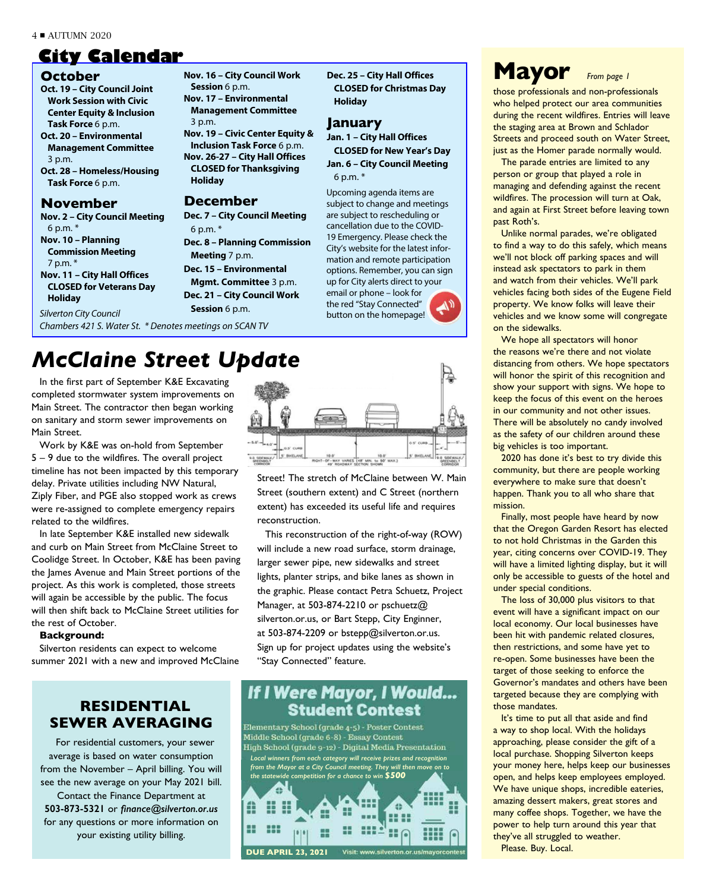# City Calendar

## October

**Oct. 19 – City Council Joint Work Session with Civic Center Equity & Inclusion Task Force** 6 p.m.

**Oct. 20 – Environmental Management Committee** 3 p.m.

**Oct. 28 – Homeless/Housing Task Force** 6 p.m.

## November

**Nov. 2 – City Council Meeting** 6 p.m. *

**Nov. 10 – Planning Commission Meeting** 7 p.m. *

**Nov. 11 – City Hall Offices CLOSED for Veterans Day Holiday**

**Nov. 16 – City Council Work Session** 6 p.m.

**Nov. 17 – Environmental Management Committee** 3 p.m.

**Nov. 19 – Civic Center Equity & Inclusion Task Force** 6 p.m.

**Nov. 26-27 – City Hall Offices CLOSED for Thanksgiving Holiday**

## December

**Dec. 7 – City Council Meeting** 6 p.m. *

**Dec. 8 – Planning Commission Meeting** 7 p.m.

**Dec. 15 – Environmental Mgmt. Committee** 3 p.m.

**Dec. 21 – City Council Work Session** 6 p.m.

**Dec. 25 – City Hall Offices CLOSED for Christmas Day Holiday**

## January

**Jan. 1 – City Hall Offices CLOSED for New Year's Day**

**Jan. 6 – City Council Meeting** 6 p.m. *

Upcoming agenda items are subject to change and meetings are subject to rescheduling or cancellation due to the COVID-19 Emergency. Please check the City's website for the latest information and remote participation options. Remember, you can sign up for City alerts direct to your email or phone – look for the red "Stay Connected" button on the homepage!

*Silverton City Council Chambers 421 S. Water St. * Denotes meetings on SCAN TV*

# McClaine Street Update

In the first part of September K&E Excavating completed stormwater system improvements on Main Street. The contractor then began working on sanitary and storm sewer improvements on Main Street.

Work by K&E was on-hold from September 5 – 9 due to the wildfires. The overall project timeline has not been impacted by this temporary delay. Private utilities including NW Natural, Ziply Fiber, and PGE also stopped work as crews were re-assigned to complete emergency repairs related to the wildfires.

In late September K&E installed new sidewalk and curb on Main Street from McClaine Street to Coolidge Street. In October, K&E has been paving the James Avenue and Main Street portions of the project. As this work is completed, those streets will again be accessible by the public. The focus will then shift back to McClaine Street utilities for the rest of October.

**Background:**

Silverton residents can expect to welcome summer 2021 with a new and improved McClaine Street! The stretch of McClaine between W. Main Street (southern extent) and C Street (northern extent) has exceeded its useful life and requires reconstruction.

This reconstruction of the right-of-way (ROW) will include a new road surface, storm drainage, larger sewer pipe, new sidewalks and street lights, planter strips, and bike lanes as shown in the graphic. Please contact Petra Schuetz, Project Manager, at 503-874-2210 or pschuetz@silverton.or.us, or Bart Stepp, City Enginner, at 503-874-2209 or bstepp@silverton.or.us. Sign up for project updates using the website's "Stay Connected" feature.

## RESIDENTIAL SEWER AVERAGING

For residential customers, your sewer average is based on water consumption from the November – April billing. You will see the new average on your May 2021 bill. Contact the Finance Department at **503-873-5321** or ***finance@silverton.or.us*** for any questions or more information on your existing utility billing.

## If I Were Mayor, I Would... Student Contest

Elementary School (grade 4-5) - Poster Contest
Middle School (grade 6-8) - Essay Contest
High School (grade 9-12) - Digital Media Presentation

*Local winners from each category will receive prizes and recognition from the Mayor at a City Council meeting. They will then move on to the statewide competition for a chance to win **$500***

**DUE APRIL 23, 2021** Visit: www.silverton.or.us/mayorcontest

# Mayor

*From page 1*

those professionals and non-professionals who helped protect our area communities during the recent wildfires. Entries will leave the staging area at Brown and Schlador Streets and proceed south on Water Street, just as the Homer parade normally would.

The parade entries are limited to any person or group that played a role in managing and defending against the recent wildfires. The procession will turn at Oak, and again at First Street before leaving town past Roth's.

Unlike normal parades, we're obligated to find a way to do this safely, which means we'll not block off parking spaces and will instead ask spectators to park in them and watch from their vehicles. We'll park vehicles facing both sides of the Eugene Field property. We know folks will leave their vehicles and we know some will congregate on the sidewalks.

We hope all spectators will honor the reasons we're there and not violate distancing from others. We hope spectators will honor the spirit of this recognition and show your support with signs. We hope to keep the focus of this event on the heroes in our community and not other issues. There will be absolutely no candy involved as the safety of our children around these big vehicles is too important.

2020 has done it's best to try divide this community, but there are people working everywhere to make sure that doesn't happen. Thank you to all who share that mission.

Finally, most people have heard by now that the Oregon Garden Resort has elected to not hold Christmas in the Garden this year, citing concerns over COVID-19. They will have a limited lighting display, but it will only be accessible to guests of the hotel and under special conditions.

The loss of 30,000 plus visitors to that event will have a significant impact on our local economy. Our local businesses have been hit with pandemic related closures, then restrictions, and some have yet to re-open. Some businesses have been the target of those seeking to enforce the Governor's mandates and others have been targeted because they are complying with those mandates.

It's time to put all that aside and find a way to shop local. With the holidays approaching, please consider the gift of a local purchase. Shopping Silverton keeps your money here, helps keep our businesses open, and helps keep employees employed. We have unique shops, incredible eateries, amazing dessert makers, great stores and many coffee shops. Together, we have the power to help turn around this year that they've all struggled to weather.

Please. Buy. Local.